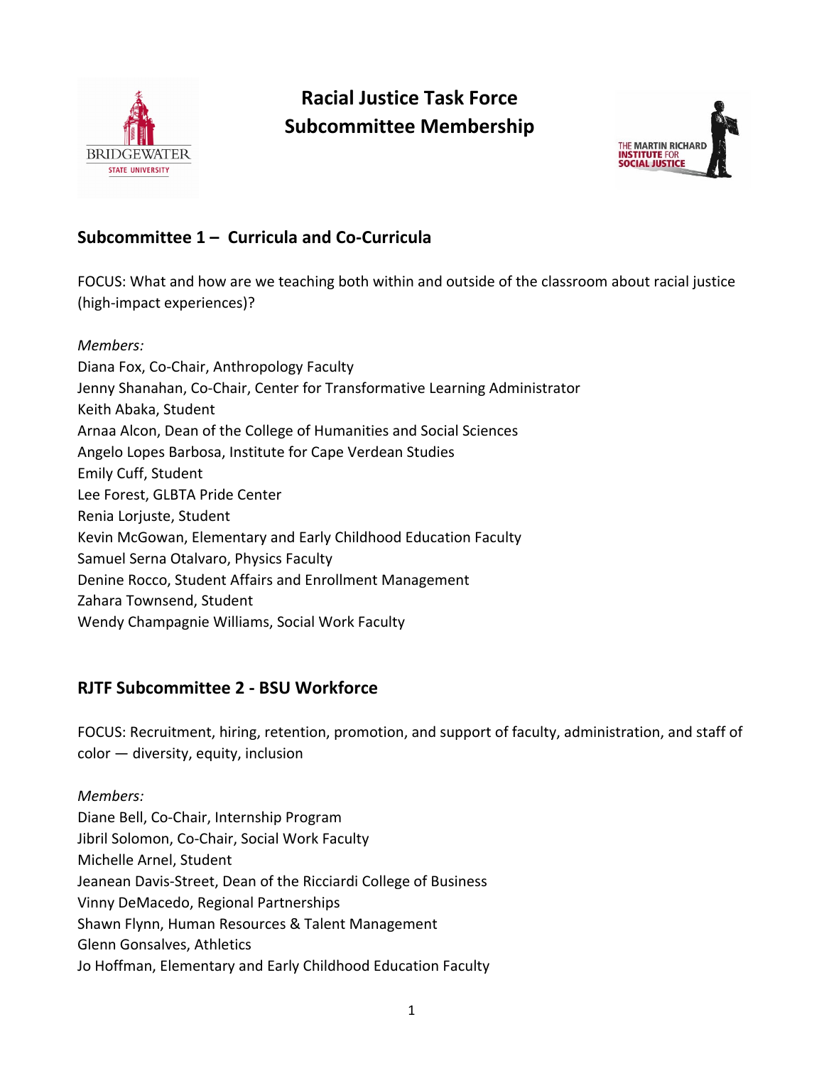# Racial Justice Task Force
# Subcommittee Membership

## Subcommittee 1 – Curricula and Co-Curricula

FOCUS: What and how are we teaching both within and outside of the classroom about racial justice (high-impact experiences)?

*Members:*
Diana Fox, Co-Chair, Anthropology Faculty
Jenny Shanahan, Co-Chair, Center for Transformative Learning Administrator
Keith Abaka, Student
Arnaa Alcon, Dean of the College of Humanities and Social Sciences
Angelo Lopes Barbosa, Institute for Cape Verdean Studies
Emily Cuff, Student
Lee Forest, GLBTA Pride Center
Renia Lorjuste, Student
Kevin McGowan, Elementary and Early Childhood Education Faculty
Samuel Serna Otalvaro, Physics Faculty
Denine Rocco, Student Affairs and Enrollment Management
Zahara Townsend, Student
Wendy Champagnie Williams, Social Work Faculty

## RJTF Subcommittee 2 - BSU Workforce

FOCUS: Recruitment, hiring, retention, promotion, and support of faculty, administration, and staff of color — diversity, equity, inclusion

*Members:*
Diane Bell, Co-Chair, Internship Program
Jibril Solomon, Co-Chair, Social Work Faculty
Michelle Arnel, Student
Jeanean Davis-Street, Dean of the Ricciardi College of Business
Vinny DeMacedo, Regional Partnerships
Shawn Flynn, Human Resources & Talent Management
Glenn Gonsalves, Athletics
Jo Hoffman, Elementary and Early Childhood Education Faculty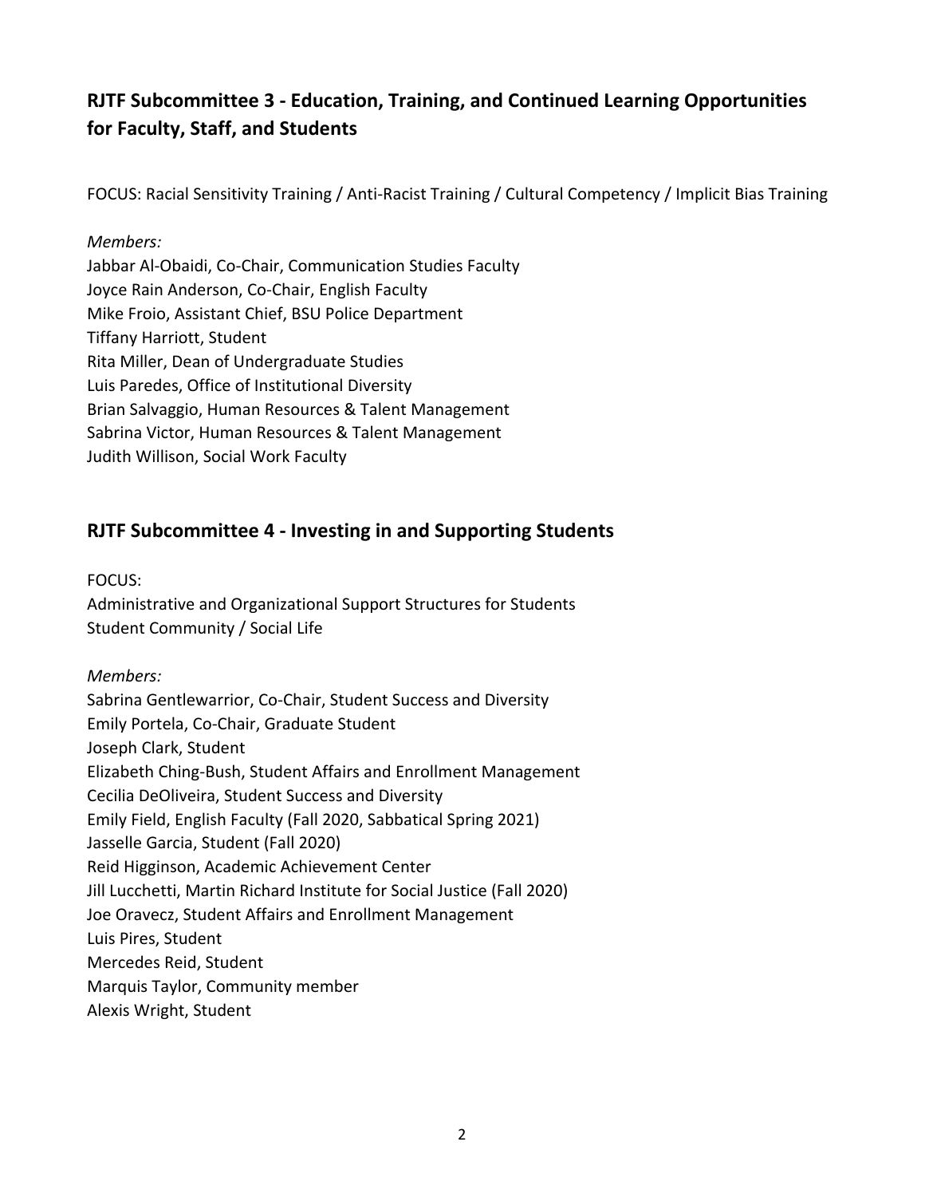## RJTF Subcommittee 3 - Education, Training, and Continued Learning Opportunities for Faculty, Staff, and Students

FOCUS: Racial Sensitivity Training / Anti-Racist Training / Cultural Competency / Implicit Bias Training

*Members:*
Jabbar Al-Obaidi, Co-Chair, Communication Studies Faculty
Joyce Rain Anderson, Co-Chair, English Faculty
Mike Froio, Assistant Chief, BSU Police Department
Tiffany Harriott, Student
Rita Miller, Dean of Undergraduate Studies
Luis Paredes, Office of Institutional Diversity
Brian Salvaggio, Human Resources & Talent Management
Sabrina Victor, Human Resources & Talent Management
Judith Willison, Social Work Faculty

## RJTF Subcommittee 4 - Investing in and Supporting Students

FOCUS:
Administrative and Organizational Support Structures for Students
Student Community / Social Life

*Members:*
Sabrina Gentlewarrior, Co-Chair, Student Success and Diversity
Emily Portela, Co-Chair, Graduate Student
Joseph Clark, Student
Elizabeth Ching-Bush, Student Affairs and Enrollment Management
Cecilia DeOliveira, Student Success and Diversity
Emily Field, English Faculty (Fall 2020, Sabbatical Spring 2021)
Jasselle Garcia, Student (Fall 2020)
Reid Higginson, Academic Achievement Center
Jill Lucchetti, Martin Richard Institute for Social Justice (Fall 2020)
Joe Oravecz, Student Affairs and Enrollment Management
Luis Pires, Student
Mercedes Reid, Student
Marquis Taylor, Community member
Alexis Wright, Student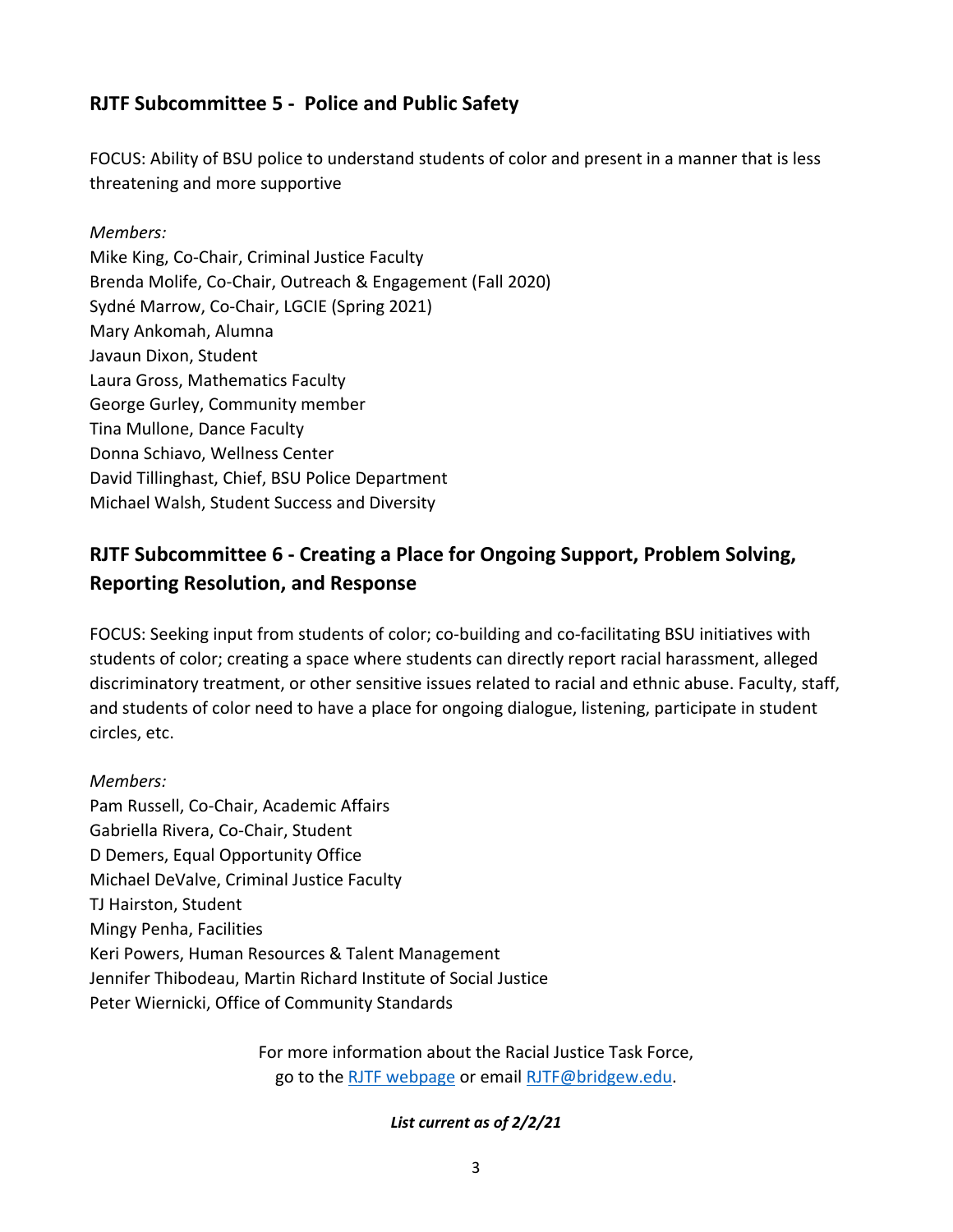## RJTF Subcommittee 5 - Police and Public Safety

FOCUS: Ability of BSU police to understand students of color and present in a manner that is less threatening and more supportive

*Members:*
Mike King, Co-Chair, Criminal Justice Faculty
Brenda Molife, Co-Chair, Outreach & Engagement (Fall 2020)
Sydné Marrow, Co-Chair, LGCIE (Spring 2021)
Mary Ankomah, Alumna
Javaun Dixon, Student
Laura Gross, Mathematics Faculty
George Gurley, Community member
Tina Mullone, Dance Faculty
Donna Schiavo, Wellness Center
David Tillinghast, Chief, BSU Police Department
Michael Walsh, Student Success and Diversity

## RJTF Subcommittee 6 - Creating a Place for Ongoing Support, Problem Solving, Reporting Resolution, and Response

FOCUS: Seeking input from students of color; co-building and co-facilitating BSU initiatives with students of color; creating a space where students can directly report racial harassment, alleged discriminatory treatment, or other sensitive issues related to racial and ethnic abuse. Faculty, staff, and students of color need to have a place for ongoing dialogue, listening, participate in student circles, etc.

*Members:*
Pam Russell, Co-Chair, Academic Affairs
Gabriella Rivera, Co-Chair, Student
D Demers, Equal Opportunity Office
Michael DeValve, Criminal Justice Faculty
TJ Hairston, Student
Mingy Penha, Facilities
Keri Powers, Human Resources & Talent Management
Jennifer Thibodeau, Martin Richard Institute of Social Justice
Peter Wiernicki, Office of Community Standards

For more information about the Racial Justice Task Force,
go to the RJTF webpage or email RJTF@bridgew.edu.

***List current as of 2/2/21***